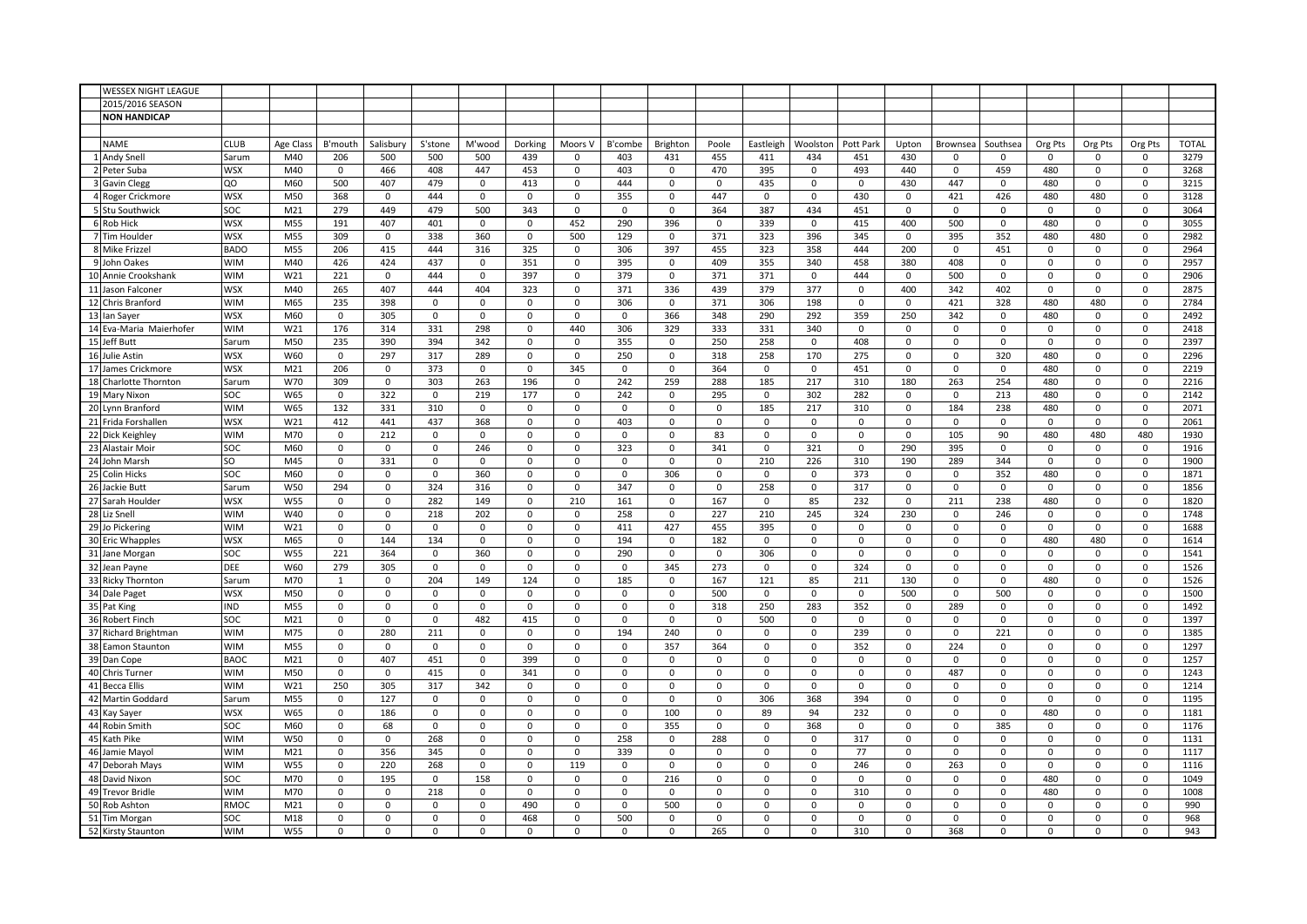WESSEX NIGHT LEAGUE

2015/2016 SEASON

**NON HANDICAP**

| | NAME | CLUB | Age Class | B'mouth | Salisbury | S'stone | M'wood | Dorking | Moors V | B'combe | Brighton | Poole | Eastleigh | Woolston | Pott Park | Upton | Brownsea | Southsea | Org Pts | Org Pts | Org Pts | TOTAL |
|---|---|---|---|---|---|---|---|---|---|---|---|---|---|---|---|---|---|---|---|---|---|---|
| 1 | Andy Snell | Sarum | M40 | 206 | 500 | 500 | 500 | 439 | 0 | 403 | 431 | 455 | 411 | 434 | 451 | 430 | 0 | 0 | 0 | 0 | 0 | 3279 |
| 2 | Peter Suba | WSX | M40 | 0 | 466 | 408 | 447 | 453 | 0 | 403 | 0 | 470 | 395 | 0 | 493 | 440 | 0 | 459 | 480 | 0 | 0 | 3268 |
| 3 | Gavin Clegg | QO | M60 | 500 | 407 | 479 | 0 | 413 | 0 | 444 | 0 | 0 | 435 | 0 | 0 | 430 | 447 | 0 | 480 | 0 | 0 | 3215 |
| 4 | Roger Crickmore | WSX | M50 | 368 | 0 | 444 | 0 | 0 | 0 | 355 | 0 | 447 | 0 | 0 | 430 | 0 | 421 | 426 | 480 | 480 | 0 | 3128 |
| 5 | Stu Southwick | SOC | M21 | 279 | 449 | 479 | 500 | 343 | 0 | 0 | 0 | 364 | 387 | 434 | 451 | 0 | 0 | 0 | 0 | 0 | 0 | 3064 |
| 6 | Rob Hick | WSX | M55 | 191 | 407 | 401 | 0 | 0 | 452 | 290 | 396 | 0 | 339 | 0 | 415 | 400 | 500 | 0 | 480 | 0 | 0 | 3055 |
| 7 | Tim Houlder | WSX | M55 | 309 | 0 | 338 | 360 | 0 | 500 | 129 | 0 | 371 | 323 | 396 | 345 | 0 | 395 | 352 | 480 | 480 | 0 | 2982 |
| 8 | Mike Frizzel | BADO | M55 | 206 | 415 | 444 | 316 | 325 | 0 | 306 | 397 | 455 | 323 | 358 | 444 | 200 | 0 | 451 | 0 | 0 | 0 | 2964 |
| 9 | John Oakes | WIM | M40 | 426 | 424 | 437 | 0 | 351 | 0 | 395 | 0 | 409 | 355 | 340 | 458 | 380 | 408 | 0 | 0 | 0 | 0 | 2957 |
| 10 | Annie Crookshank | WIM | W21 | 221 | 0 | 444 | 0 | 397 | 0 | 379 | 0 | 371 | 371 | 0 | 444 | 0 | 500 | 0 | 0 | 0 | 0 | 2906 |
| 11 | Jason Falconer | WSX | M40 | 265 | 407 | 444 | 404 | 323 | 0 | 371 | 336 | 439 | 379 | 377 | 0 | 400 | 342 | 402 | 0 | 0 | 0 | 2875 |
| 12 | Chris Branford | WIM | M65 | 235 | 398 | 0 | 0 | 0 | 0 | 306 | 0 | 371 | 306 | 198 | 0 | 0 | 421 | 328 | 480 | 480 | 0 | 2784 |
| 13 | Ian Sayer | WSX | M60 | 0 | 305 | 0 | 0 | 0 | 0 | 0 | 366 | 348 | 290 | 292 | 359 | 250 | 342 | 0 | 480 | 0 | 0 | 2492 |
| 14 | Eva-Maria Maierhofer | WIM | W21 | 176 | 314 | 331 | 298 | 0 | 440 | 306 | 329 | 333 | 331 | 340 | 0 | 0 | 0 | 0 | 0 | 0 | 0 | 2418 |
| 15 | Jeff Butt | Sarum | M50 | 235 | 390 | 394 | 342 | 0 | 0 | 355 | 0 | 250 | 258 | 0 | 408 | 0 | 0 | 0 | 0 | 0 | 0 | 2397 |
| 16 | Julie Astin | WSX | W60 | 0 | 297 | 317 | 289 | 0 | 0 | 250 | 0 | 318 | 258 | 170 | 275 | 0 | 0 | 320 | 480 | 0 | 0 | 2296 |
| 17 | James Crickmore | WSX | M21 | 206 | 0 | 373 | 0 | 0 | 345 | 0 | 0 | 364 | 0 | 0 | 451 | 0 | 0 | 0 | 480 | 0 | 0 | 2219 |
| 18 | Charlotte Thornton | Sarum | W70 | 309 | 0 | 303 | 263 | 196 | 0 | 242 | 259 | 288 | 185 | 217 | 310 | 180 | 263 | 254 | 480 | 0 | 0 | 2216 |
| 19 | Mary Nixon | SOC | W65 | 0 | 322 | 0 | 219 | 177 | 0 | 242 | 0 | 295 | 0 | 302 | 282 | 0 | 0 | 213 | 480 | 0 | 0 | 2142 |
| 20 | Lynn Branford | WIM | W65 | 132 | 331 | 310 | 0 | 0 | 0 | 0 | 0 | 0 | 185 | 217 | 310 | 0 | 184 | 238 | 480 | 0 | 0 | 2071 |
| 21 | Frida Forshallen | WSX | W21 | 412 | 441 | 437 | 368 | 0 | 0 | 403 | 0 | 0 | 0 | 0 | 0 | 0 | 0 | 0 | 0 | 0 | 0 | 2061 |
| 22 | Dick Keighley | WIM | M70 | 0 | 212 | 0 | 0 | 0 | 0 | 0 | 0 | 83 | 0 | 0 | 0 | 0 | 105 | 90 | 480 | 480 | 480 | 1930 |
| 23 | Alastair Moir | SOC | M60 | 0 | 0 | 0 | 246 | 0 | 0 | 323 | 0 | 341 | 0 | 321 | 0 | 290 | 395 | 0 | 0 | 0 | 0 | 1916 |
| 24 | John Marsh | SO | M45 | 0 | 331 | 0 | 0 | 0 | 0 | 0 | 0 | 0 | 210 | 226 | 310 | 190 | 289 | 344 | 0 | 0 | 0 | 1900 |
| 25 | Colin Hicks | SOC | M60 | 0 | 0 | 0 | 360 | 0 | 0 | 0 | 306 | 0 | 0 | 0 | 373 | 0 | 0 | 352 | 480 | 0 | 0 | 1871 |
| 26 | Jackie Butt | Sarum | W50 | 294 | 0 | 324 | 316 | 0 | 0 | 347 | 0 | 0 | 258 | 0 | 317 | 0 | 0 | 0 | 0 | 0 | 0 | 1856 |
| 27 | Sarah Houlder | WSX | W55 | 0 | 0 | 282 | 149 | 0 | 210 | 161 | 0 | 167 | 0 | 85 | 232 | 0 | 211 | 238 | 480 | 0 | 0 | 1820 |
| 28 | Liz Snell | WIM | W40 | 0 | 0 | 218 | 202 | 0 | 0 | 258 | 0 | 227 | 210 | 245 | 324 | 230 | 0 | 246 | 0 | 0 | 0 | 1748 |
| 29 | Jo Pickering | WIM | W21 | 0 | 0 | 0 | 0 | 0 | 0 | 411 | 427 | 455 | 395 | 0 | 0 | 0 | 0 | 0 | 0 | 0 | 0 | 1688 |
| 30 | Eric Whapples | WSX | M65 | 0 | 144 | 134 | 0 | 0 | 0 | 194 | 0 | 182 | 0 | 0 | 0 | 0 | 0 | 0 | 480 | 480 | 0 | 1614 |
| 31 | Jane Morgan | SOC | W55 | 221 | 364 | 0 | 360 | 0 | 0 | 290 | 0 | 0 | 306 | 0 | 0 | 0 | 0 | 0 | 0 | 0 | 0 | 1541 |
| 32 | Jean Payne | DEE | W60 | 279 | 305 | 0 | 0 | 0 | 0 | 0 | 345 | 273 | 0 | 0 | 324 | 0 | 0 | 0 | 0 | 0 | 0 | 1526 |
| 33 | Ricky Thornton | Sarum | M70 | 1 | 0 | 204 | 149 | 124 | 0 | 185 | 0 | 167 | 121 | 85 | 211 | 130 | 0 | 0 | 480 | 0 | 0 | 1526 |
| 34 | Dale Paget | WSX | M50 | 0 | 0 | 0 | 0 | 0 | 0 | 0 | 0 | 500 | 0 | 0 | 0 | 500 | 0 | 500 | 0 | 0 | 0 | 1500 |
| 35 | Pat King | IND | M55 | 0 | 0 | 0 | 0 | 0 | 0 | 0 | 0 | 318 | 250 | 283 | 352 | 0 | 289 | 0 | 0 | 0 | 0 | 1492 |
| 36 | Robert Finch | SOC | M21 | 0 | 0 | 0 | 482 | 415 | 0 | 0 | 0 | 0 | 500 | 0 | 0 | 0 | 0 | 0 | 0 | 0 | 0 | 1397 |
| 37 | Richard Brightman | WIM | M75 | 0 | 280 | 211 | 0 | 0 | 0 | 194 | 240 | 0 | 0 | 0 | 239 | 0 | 0 | 221 | 0 | 0 | 0 | 1385 |
| 38 | Eamon Staunton | WIM | M55 | 0 | 0 | 0 | 0 | 0 | 0 | 0 | 357 | 364 | 0 | 0 | 352 | 0 | 224 | 0 | 0 | 0 | 0 | 1297 |
| 39 | Dan Cope | BAOC | M21 | 0 | 407 | 451 | 0 | 399 | 0 | 0 | 0 | 0 | 0 | 0 | 0 | 0 | 0 | 0 | 0 | 0 | 0 | 1257 |
| 40 | Chris Turner | WIM | M50 | 0 | 0 | 415 | 0 | 341 | 0 | 0 | 0 | 0 | 0 | 0 | 0 | 0 | 487 | 0 | 0 | 0 | 0 | 1243 |
| 41 | Becca Ellis | WIM | W21 | 250 | 305 | 317 | 342 | 0 | 0 | 0 | 0 | 0 | 0 | 0 | 0 | 0 | 0 | 0 | 0 | 0 | 0 | 1214 |
| 42 | Martin Goddard | Sarum | M55 | 0 | 127 | 0 | 0 | 0 | 0 | 0 | 0 | 0 | 306 | 368 | 394 | 0 | 0 | 0 | 0 | 0 | 0 | 1195 |
| 43 | Kay Sayer | WSX | W65 | 0 | 186 | 0 | 0 | 0 | 0 | 0 | 100 | 0 | 89 | 94 | 232 | 0 | 0 | 0 | 480 | 0 | 0 | 1181 |
| 44 | Robin Smith | SOC | M60 | 0 | 68 | 0 | 0 | 0 | 0 | 0 | 355 | 0 | 0 | 368 | 0 | 0 | 0 | 385 | 0 | 0 | 0 | 1176 |
| 45 | Kath Pike | WIM | W50 | 0 | 0 | 268 | 0 | 0 | 0 | 258 | 0 | 288 | 0 | 0 | 317 | 0 | 0 | 0 | 0 | 0 | 0 | 1131 |
| 46 | Jamie Mayol | WIM | M21 | 0 | 356 | 345 | 0 | 0 | 0 | 339 | 0 | 0 | 0 | 0 | 77 | 0 | 0 | 0 | 0 | 0 | 0 | 1117 |
| 47 | Deborah Mays | WIM | W55 | 0 | 220 | 268 | 0 | 0 | 119 | 0 | 0 | 0 | 0 | 0 | 246 | 0 | 263 | 0 | 0 | 0 | 0 | 1116 |
| 48 | David Nixon | SOC | M70 | 0 | 195 | 0 | 158 | 0 | 0 | 0 | 216 | 0 | 0 | 0 | 0 | 0 | 0 | 0 | 480 | 0 | 0 | 1049 |
| 49 | Trevor Bridle | WIM | M70 | 0 | 0 | 218 | 0 | 0 | 0 | 0 | 0 | 0 | 0 | 0 | 310 | 0 | 0 | 0 | 480 | 0 | 0 | 1008 |
| 50 | Rob Ashton | RMOC | M21 | 0 | 0 | 0 | 0 | 490 | 0 | 0 | 500 | 0 | 0 | 0 | 0 | 0 | 0 | 0 | 0 | 0 | 0 | 990 |
| 51 | Tim Morgan | SOC | M18 | 0 | 0 | 0 | 0 | 468 | 0 | 500 | 0 | 0 | 0 | 0 | 0 | 0 | 0 | 0 | 0 | 0 | 0 | 968 |
| 52 | Kirsty Staunton | WIM | W55 | 0 | 0 | 0 | 0 | 0 | 0 | 0 | 0 | 265 | 0 | 0 | 310 | 0 | 368 | 0 | 0 | 0 | 0 | 943 |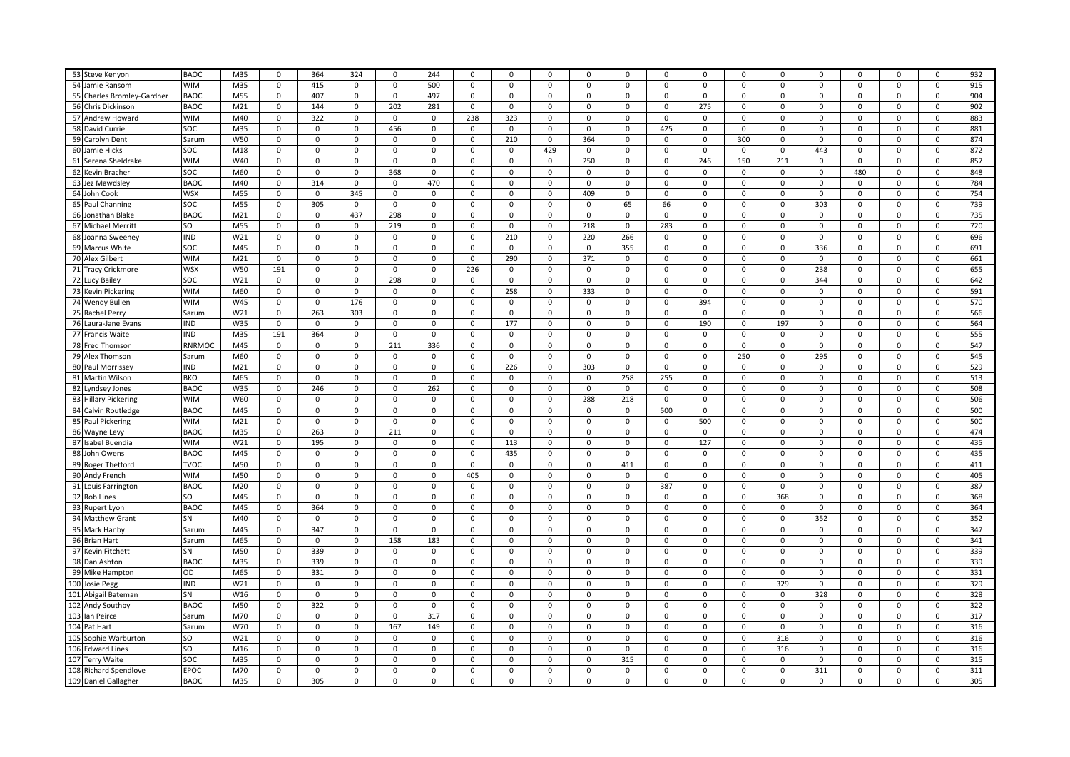| | | | | | | | | | | | | | | | | | | | | | | | | |
|---|---|---|---|---|---|---|---|---|---|---|---|---|---|---|---|---|---|---|---|---|---|---|---|---|
| 53 | Steve Kenyon | BAOC | M35 | 0 | 364 | 324 | 0 | 244 | 0 | 0 | 0 | 0 | 0 | 0 | 0 | 0 | 0 | 0 | 0 | 0 | 0 | 0 | 0 | 932 |
| 54 | Jamie Ransom | WIM | M35 | 0 | 415 | 0 | 0 | 500 | 0 | 0 | 0 | 0 | 0 | 0 | 0 | 0 | 0 | 0 | 0 | 0 | 0 | 0 | 0 | 915 |
| 55 | Charles Bromley-Gardner | BAOC | M55 | 0 | 407 | 0 | 0 | 497 | 0 | 0 | 0 | 0 | 0 | 0 | 0 | 0 | 0 | 0 | 0 | 0 | 0 | 0 | 0 | 904 |
| 56 | Chris Dickinson | BAOC | M21 | 0 | 144 | 0 | 202 | 281 | 0 | 0 | 0 | 0 | 0 | 0 | 275 | 0 | 0 | 0 | 0 | 0 | 0 | 0 | 0 | 902 |
| 57 | Andrew Howard | WIM | M40 | 0 | 322 | 0 | 0 | 0 | 238 | 323 | 0 | 0 | 0 | 0 | 0 | 0 | 0 | 0 | 0 | 0 | 0 | 0 | 0 | 883 |
| 58 | David Currie | SOC | M35 | 0 | 0 | 0 | 456 | 0 | 0 | 0 | 0 | 0 | 0 | 425 | 0 | 0 | 0 | 0 | 0 | 0 | 0 | 0 | 0 | 881 |
| 59 | Carolyn Dent | Sarum | W50 | 0 | 0 | 0 | 0 | 0 | 0 | 210 | 0 | 364 | 0 | 0 | 0 | 300 | 0 | 0 | 0 | 0 | 0 | 0 | 0 | 874 |
| 60 | Jamie Hicks | SOC | M18 | 0 | 0 | 0 | 0 | 0 | 0 | 0 | 429 | 0 | 0 | 0 | 0 | 0 | 0 | 443 | 0 | 0 | 0 | 0 | 0 | 872 |
| 61 | Serena Sheldrake | WIM | W40 | 0 | 0 | 0 | 0 | 0 | 0 | 0 | 0 | 250 | 0 | 0 | 246 | 150 | 211 | 0 | 0 | 0 | 0 | 0 | 0 | 857 |
| 62 | Kevin Bracher | SOC | M60 | 0 | 0 | 0 | 368 | 0 | 0 | 0 | 0 | 0 | 0 | 0 | 0 | 0 | 0 | 0 | 480 | 0 | 0 | 0 | 0 | 848 |
| 63 | Jez Mawdsley | BAOC | M40 | 0 | 314 | 0 | 0 | 470 | 0 | 0 | 0 | 0 | 0 | 0 | 0 | 0 | 0 | 0 | 0 | 0 | 0 | 0 | 0 | 784 |
| 64 | John Cook | WSX | M55 | 0 | 0 | 345 | 0 | 0 | 0 | 0 | 0 | 409 | 0 | 0 | 0 | 0 | 0 | 0 | 0 | 0 | 0 | 0 | 0 | 754 |
| 65 | Paul Channing | SOC | M55 | 0 | 305 | 0 | 0 | 0 | 0 | 0 | 0 | 0 | 65 | 66 | 0 | 0 | 0 | 303 | 0 | 0 | 0 | 0 | 0 | 739 |
| 66 | Jonathan Blake | BAOC | M21 | 0 | 0 | 437 | 298 | 0 | 0 | 0 | 0 | 0 | 0 | 0 | 0 | 0 | 0 | 0 | 0 | 0 | 0 | 0 | 0 | 735 |
| 67 | Michael Merritt | SO | M55 | 0 | 0 | 0 | 219 | 0 | 0 | 0 | 0 | 218 | 0 | 283 | 0 | 0 | 0 | 0 | 0 | 0 | 0 | 0 | 0 | 720 |
| 68 | Joanna Sweeney | IND | W21 | 0 | 0 | 0 | 0 | 0 | 0 | 210 | 0 | 220 | 266 | 0 | 0 | 0 | 0 | 0 | 0 | 0 | 0 | 0 | 0 | 696 |
| 69 | Marcus White | SOC | M45 | 0 | 0 | 0 | 0 | 0 | 0 | 0 | 0 | 0 | 355 | 0 | 0 | 0 | 0 | 336 | 0 | 0 | 0 | 0 | 0 | 691 |
| 70 | Alex Gilbert | WIM | M21 | 0 | 0 | 0 | 0 | 0 | 0 | 290 | 0 | 371 | 0 | 0 | 0 | 0 | 0 | 0 | 0 | 0 | 0 | 0 | 0 | 661 |
| 71 | Tracy Crickmore | WSX | W50 | 191 | 0 | 0 | 0 | 0 | 226 | 0 | 0 | 0 | 0 | 0 | 0 | 0 | 0 | 238 | 0 | 0 | 0 | 0 | 0 | 655 |
| 72 | Lucy Bailey | SOC | W21 | 0 | 0 | 0 | 298 | 0 | 0 | 0 | 0 | 0 | 0 | 0 | 0 | 0 | 0 | 344 | 0 | 0 | 0 | 0 | 0 | 642 |
| 73 | Kevin Pickering | WIM | M60 | 0 | 0 | 0 | 0 | 0 | 0 | 258 | 0 | 333 | 0 | 0 | 0 | 0 | 0 | 0 | 0 | 0 | 0 | 0 | 0 | 591 |
| 74 | Wendy Bullen | WIM | W45 | 0 | 0 | 176 | 0 | 0 | 0 | 0 | 0 | 0 | 0 | 0 | 394 | 0 | 0 | 0 | 0 | 0 | 0 | 0 | 0 | 570 |
| 75 | Rachel Perry | Sarum | W21 | 0 | 263 | 303 | 0 | 0 | 0 | 0 | 0 | 0 | 0 | 0 | 0 | 0 | 0 | 0 | 0 | 0 | 0 | 0 | 0 | 566 |
| 76 | Laura-Jane Evans | IND | W35 | 0 | 0 | 0 | 0 | 0 | 0 | 177 | 0 | 0 | 0 | 0 | 190 | 0 | 197 | 0 | 0 | 0 | 0 | 0 | 0 | 564 |
| 77 | Francis Waite | IND | M35 | 191 | 364 | 0 | 0 | 0 | 0 | 0 | 0 | 0 | 0 | 0 | 0 | 0 | 0 | 0 | 0 | 0 | 0 | 0 | 0 | 555 |
| 78 | Fred Thomson | RNRMOC | M45 | 0 | 0 | 0 | 211 | 336 | 0 | 0 | 0 | 0 | 0 | 0 | 0 | 0 | 0 | 0 | 0 | 0 | 0 | 0 | 0 | 547 |
| 79 | Alex Thomson | Sarum | M60 | 0 | 0 | 0 | 0 | 0 | 0 | 0 | 0 | 0 | 0 | 0 | 0 | 250 | 0 | 295 | 0 | 0 | 0 | 0 | 0 | 545 |
| 80 | Paul Morrissey | IND | M21 | 0 | 0 | 0 | 0 | 0 | 0 | 226 | 0 | 303 | 0 | 0 | 0 | 0 | 0 | 0 | 0 | 0 | 0 | 0 | 0 | 529 |
| 81 | Martin Wilson | BKO | M65 | 0 | 0 | 0 | 0 | 0 | 0 | 0 | 0 | 0 | 258 | 255 | 0 | 0 | 0 | 0 | 0 | 0 | 0 | 0 | 0 | 513 |
| 82 | Lyndsey Jones | BAOC | W35 | 0 | 246 | 0 | 0 | 262 | 0 | 0 | 0 | 0 | 0 | 0 | 0 | 0 | 0 | 0 | 0 | 0 | 0 | 0 | 0 | 508 |
| 83 | Hillary Pickering | WIM | W60 | 0 | 0 | 0 | 0 | 0 | 0 | 0 | 0 | 288 | 218 | 0 | 0 | 0 | 0 | 0 | 0 | 0 | 0 | 0 | 0 | 506 |
| 84 | Calvin Routledge | BAOC | M45 | 0 | 0 | 0 | 0 | 0 | 0 | 0 | 0 | 0 | 0 | 500 | 0 | 0 | 0 | 0 | 0 | 0 | 0 | 0 | 0 | 500 |
| 85 | Paul Pickering | WIM | M21 | 0 | 0 | 0 | 0 | 0 | 0 | 0 | 0 | 0 | 0 | 0 | 500 | 0 | 0 | 0 | 0 | 0 | 0 | 0 | 0 | 500 |
| 86 | Wayne Levy | BAOC | M35 | 0 | 263 | 0 | 211 | 0 | 0 | 0 | 0 | 0 | 0 | 0 | 0 | 0 | 0 | 0 | 0 | 0 | 0 | 0 | 0 | 474 |
| 87 | Isabel Buendia | WIM | W21 | 0 | 195 | 0 | 0 | 0 | 0 | 113 | 0 | 0 | 0 | 0 | 127 | 0 | 0 | 0 | 0 | 0 | 0 | 0 | 0 | 435 |
| 88 | John Owens | BAOC | M45 | 0 | 0 | 0 | 0 | 0 | 0 | 435 | 0 | 0 | 0 | 0 | 0 | 0 | 0 | 0 | 0 | 0 | 0 | 0 | 0 | 435 |
| 89 | Roger Thetford | TVOC | M50 | 0 | 0 | 0 | 0 | 0 | 0 | 0 | 0 | 0 | 411 | 0 | 0 | 0 | 0 | 0 | 0 | 0 | 0 | 0 | 0 | 411 |
| 90 | Andy French | WIM | M50 | 0 | 0 | 0 | 0 | 0 | 405 | 0 | 0 | 0 | 0 | 0 | 0 | 0 | 0 | 0 | 0 | 0 | 0 | 0 | 0 | 405 |
| 91 | Louis Farrington | BAOC | M20 | 0 | 0 | 0 | 0 | 0 | 0 | 0 | 0 | 0 | 0 | 387 | 0 | 0 | 0 | 0 | 0 | 0 | 0 | 0 | 0 | 387 |
| 92 | Rob Lines | SO | M45 | 0 | 0 | 0 | 0 | 0 | 0 | 0 | 0 | 0 | 0 | 0 | 0 | 0 | 368 | 0 | 0 | 0 | 0 | 0 | 0 | 368 |
| 93 | Rupert Lyon | BAOC | M45 | 0 | 364 | 0 | 0 | 0 | 0 | 0 | 0 | 0 | 0 | 0 | 0 | 0 | 0 | 0 | 0 | 0 | 0 | 0 | 0 | 364 |
| 94 | Matthew Grant | SN | M40 | 0 | 0 | 0 | 0 | 0 | 0 | 0 | 0 | 0 | 0 | 0 | 0 | 0 | 0 | 352 | 0 | 0 | 0 | 0 | 0 | 352 |
| 95 | Mark Hanby | Sarum | M45 | 0 | 347 | 0 | 0 | 0 | 0 | 0 | 0 | 0 | 0 | 0 | 0 | 0 | 0 | 0 | 0 | 0 | 0 | 0 | 0 | 347 |
| 96 | Brian Hart | Sarum | M65 | 0 | 0 | 0 | 158 | 183 | 0 | 0 | 0 | 0 | 0 | 0 | 0 | 0 | 0 | 0 | 0 | 0 | 0 | 0 | 0 | 341 |
| 97 | Kevin Fitchett | SN | M50 | 0 | 339 | 0 | 0 | 0 | 0 | 0 | 0 | 0 | 0 | 0 | 0 | 0 | 0 | 0 | 0 | 0 | 0 | 0 | 0 | 339 |
| 98 | Dan Ashton | BAOC | M35 | 0 | 339 | 0 | 0 | 0 | 0 | 0 | 0 | 0 | 0 | 0 | 0 | 0 | 0 | 0 | 0 | 0 | 0 | 0 | 0 | 339 |
| 99 | Mike Hampton | OD | M65 | 0 | 331 | 0 | 0 | 0 | 0 | 0 | 0 | 0 | 0 | 0 | 0 | 0 | 0 | 0 | 0 | 0 | 0 | 0 | 0 | 331 |
| 100 | Josie Pegg | IND | W21 | 0 | 0 | 0 | 0 | 0 | 0 | 0 | 0 | 0 | 0 | 0 | 0 | 0 | 329 | 0 | 0 | 0 | 0 | 0 | 0 | 329 |
| 101 | Abigail Bateman | SN | W16 | 0 | 0 | 0 | 0 | 0 | 0 | 0 | 0 | 0 | 0 | 0 | 0 | 0 | 0 | 328 | 0 | 0 | 0 | 0 | 0 | 328 |
| 102 | Andy Southby | BAOC | M50 | 0 | 322 | 0 | 0 | 0 | 0 | 0 | 0 | 0 | 0 | 0 | 0 | 0 | 0 | 0 | 0 | 0 | 0 | 0 | 0 | 322 |
| 103 | Ian Peirce | Sarum | M70 | 0 | 0 | 0 | 0 | 317 | 0 | 0 | 0 | 0 | 0 | 0 | 0 | 0 | 0 | 0 | 0 | 0 | 0 | 0 | 0 | 317 |
| 104 | Pat Hart | Sarum | W70 | 0 | 0 | 0 | 167 | 149 | 0 | 0 | 0 | 0 | 0 | 0 | 0 | 0 | 0 | 0 | 0 | 0 | 0 | 0 | 0 | 316 |
| 105 | Sophie Warburton | SO | W21 | 0 | 0 | 0 | 0 | 0 | 0 | 0 | 0 | 0 | 0 | 0 | 0 | 0 | 316 | 0 | 0 | 0 | 0 | 0 | 0 | 316 |
| 106 | Edward Lines | SO | M16 | 0 | 0 | 0 | 0 | 0 | 0 | 0 | 0 | 0 | 0 | 0 | 0 | 0 | 316 | 0 | 0 | 0 | 0 | 0 | 0 | 316 |
| 107 | Terry Waite | SOC | M35 | 0 | 0 | 0 | 0 | 0 | 0 | 0 | 0 | 0 | 315 | 0 | 0 | 0 | 0 | 0 | 0 | 0 | 0 | 0 | 0 | 315 |
| 108 | Richard Spendlove | EPOC | M70 | 0 | 0 | 0 | 0 | 0 | 0 | 0 | 0 | 0 | 0 | 0 | 0 | 0 | 0 | 311 | 0 | 0 | 0 | 0 | 0 | 311 |
| 109 | Daniel Gallagher | BAOC | M35 | 0 | 305 | 0 | 0 | 0 | 0 | 0 | 0 | 0 | 0 | 0 | 0 | 0 | 0 | 0 | 0 | 0 | 0 | 0 | 0 | 305 |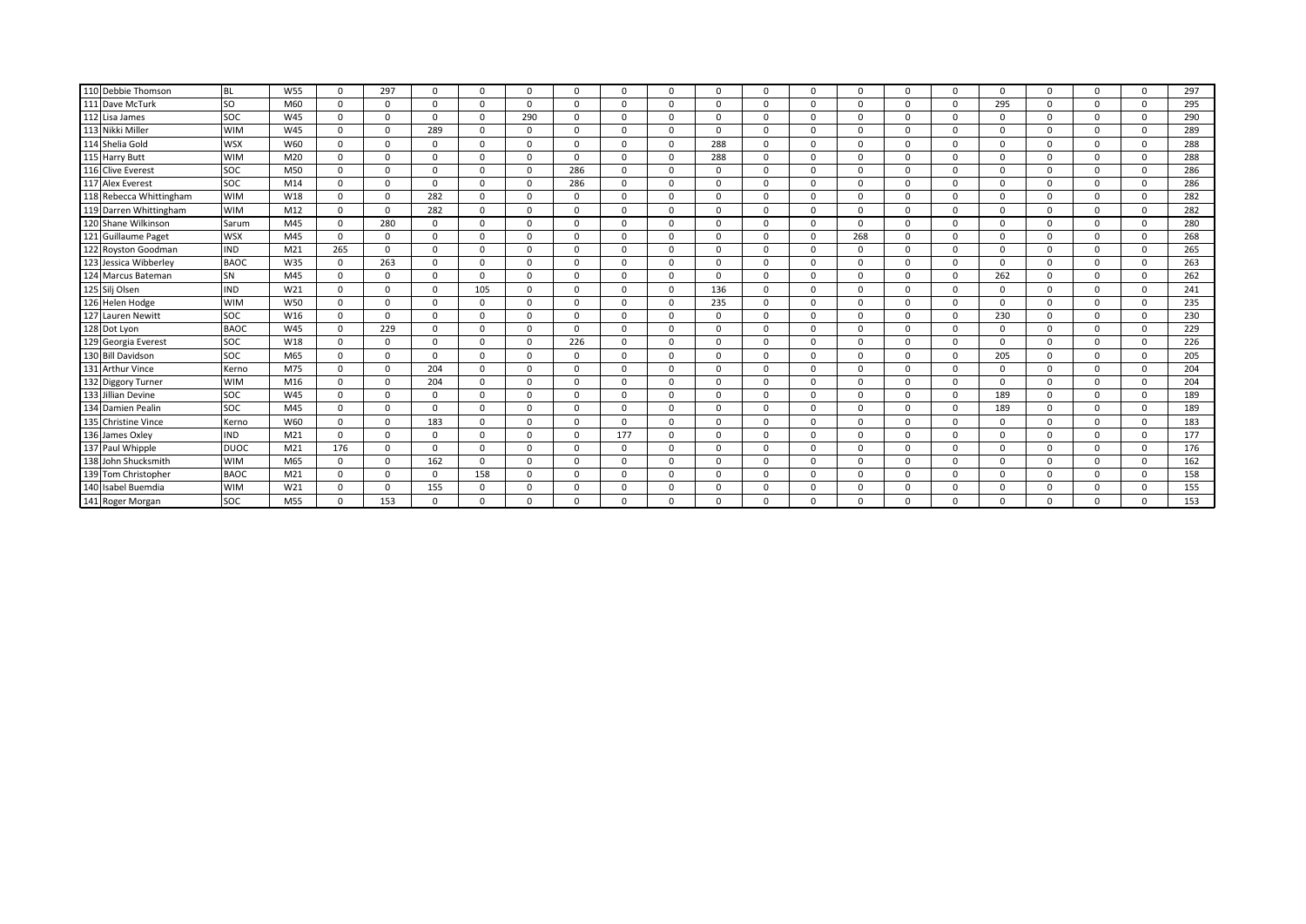| | | | | | | | | | | | | | | | | | | | | | | | | |
|---|---|---|---|---|---|---|---|---|---|---|---|---|---|---|---|---|---|---|---|---|---|---|---|---|
| 110 | Debbie Thomson | BL | W55 | 0 | 297 | 0 | 0 | 0 | 0 | 0 | 0 | 0 | 0 | 0 | 0 | 0 | 0 | 0 | 0 | 0 | 0 | 0 | 0 | 297 |
| 111 | Dave McTurk | SO | M60 | 0 | 0 | 0 | 0 | 0 | 0 | 0 | 0 | 0 | 0 | 0 | 0 | 0 | 0 | 0 | 0 | 295 | 0 | 0 | 0 | 295 |
| 112 | Lisa James | SOC | W45 | 0 | 0 | 0 | 0 | 290 | 0 | 0 | 0 | 0 | 0 | 0 | 0 | 0 | 0 | 0 | 0 | 0 | 0 | 0 | 0 | 290 |
| 113 | Nikki Miller | WIM | W45 | 0 | 0 | 289 | 0 | 0 | 0 | 0 | 0 | 0 | 0 | 0 | 0 | 0 | 0 | 0 | 0 | 0 | 0 | 0 | 0 | 289 |
| 114 | Shelia Gold | WSX | W60 | 0 | 0 | 0 | 0 | 0 | 0 | 0 | 0 | 0 | 288 | 0 | 0 | 0 | 0 | 0 | 0 | 0 | 0 | 0 | 0 | 288 |
| 115 | Harry Butt | WIM | M20 | 0 | 0 | 0 | 0 | 0 | 0 | 0 | 0 | 0 | 288 | 0 | 0 | 0 | 0 | 0 | 0 | 0 | 0 | 0 | 0 | 288 |
| 116 | Clive Everest | SOC | M50 | 0 | 0 | 0 | 0 | 0 | 0 | 286 | 0 | 0 | 0 | 0 | 0 | 0 | 0 | 0 | 0 | 0 | 0 | 0 | 0 | 286 |
| 117 | Alex Everest | SOC | M14 | 0 | 0 | 0 | 0 | 0 | 0 | 286 | 0 | 0 | 0 | 0 | 0 | 0 | 0 | 0 | 0 | 0 | 0 | 0 | 0 | 286 |
| 118 | Rebecca Whittingham | WIM | W18 | 0 | 0 | 282 | 0 | 0 | 0 | 0 | 0 | 0 | 0 | 0 | 0 | 0 | 0 | 0 | 0 | 0 | 0 | 0 | 0 | 282 |
| 119 | Darren Whittingham | WIM | M12 | 0 | 0 | 282 | 0 | 0 | 0 | 0 | 0 | 0 | 0 | 0 | 0 | 0 | 0 | 0 | 0 | 0 | 0 | 0 | 0 | 282 |
| 120 | Shane Wilkinson | Sarum | M45 | 0 | 280 | 0 | 0 | 0 | 0 | 0 | 0 | 0 | 0 | 0 | 0 | 0 | 0 | 0 | 0 | 0 | 0 | 0 | 0 | 280 |
| 121 | Guillaume Paget | WSX | M45 | 0 | 0 | 0 | 0 | 0 | 0 | 0 | 0 | 0 | 0 | 0 | 0 | 268 | 0 | 0 | 0 | 0 | 0 | 0 | 0 | 268 |
| 122 | Royston Goodman | IND | M21 | 265 | 0 | 0 | 0 | 0 | 0 | 0 | 0 | 0 | 0 | 0 | 0 | 0 | 0 | 0 | 0 | 0 | 0 | 0 | 0 | 265 |
| 123 | Jessica Wibberley | BAOC | W35 | 0 | 263 | 0 | 0 | 0 | 0 | 0 | 0 | 0 | 0 | 0 | 0 | 0 | 0 | 0 | 0 | 0 | 0 | 0 | 0 | 263 |
| 124 | Marcus Bateman | SN | M45 | 0 | 0 | 0 | 0 | 0 | 0 | 0 | 0 | 0 | 0 | 0 | 0 | 0 | 0 | 0 | 0 | 262 | 0 | 0 | 0 | 262 |
| 125 | Silj Olsen | IND | W21 | 0 | 0 | 0 | 105 | 0 | 0 | 0 | 0 | 0 | 136 | 0 | 0 | 0 | 0 | 0 | 0 | 0 | 0 | 0 | 0 | 241 |
| 126 | Helen Hodge | WIM | W50 | 0 | 0 | 0 | 0 | 0 | 0 | 0 | 0 | 0 | 235 | 0 | 0 | 0 | 0 | 0 | 0 | 0 | 0 | 0 | 0 | 235 |
| 127 | Lauren Newitt | SOC | W16 | 0 | 0 | 0 | 0 | 0 | 0 | 0 | 0 | 0 | 0 | 0 | 0 | 0 | 0 | 0 | 0 | 230 | 0 | 0 | 0 | 230 |
| 128 | Dot Lyon | BAOC | W45 | 0 | 229 | 0 | 0 | 0 | 0 | 0 | 0 | 0 | 0 | 0 | 0 | 0 | 0 | 0 | 0 | 0 | 0 | 0 | 0 | 229 |
| 129 | Georgia Everest | SOC | W18 | 0 | 0 | 0 | 0 | 0 | 0 | 226 | 0 | 0 | 0 | 0 | 0 | 0 | 0 | 0 | 0 | 0 | 0 | 0 | 0 | 226 |
| 130 | Bill Davidson | SOC | M65 | 0 | 0 | 0 | 0 | 0 | 0 | 0 | 0 | 0 | 0 | 0 | 0 | 0 | 0 | 0 | 0 | 205 | 0 | 0 | 0 | 205 |
| 131 | Arthur Vince | Kerno | M75 | 0 | 0 | 204 | 0 | 0 | 0 | 0 | 0 | 0 | 0 | 0 | 0 | 0 | 0 | 0 | 0 | 0 | 0 | 0 | 0 | 204 |
| 132 | Diggory Turner | WIM | M16 | 0 | 0 | 204 | 0 | 0 | 0 | 0 | 0 | 0 | 0 | 0 | 0 | 0 | 0 | 0 | 0 | 0 | 0 | 0 | 0 | 204 |
| 133 | Jillian Devine | SOC | W45 | 0 | 0 | 0 | 0 | 0 | 0 | 0 | 0 | 0 | 0 | 0 | 0 | 0 | 0 | 0 | 0 | 189 | 0 | 0 | 0 | 189 |
| 134 | Damien Pealin | SOC | M45 | 0 | 0 | 0 | 0 | 0 | 0 | 0 | 0 | 0 | 0 | 0 | 0 | 0 | 0 | 0 | 0 | 189 | 0 | 0 | 0 | 189 |
| 135 | Christine Vince | Kerno | W60 | 0 | 0 | 183 | 0 | 0 | 0 | 0 | 0 | 0 | 0 | 0 | 0 | 0 | 0 | 0 | 0 | 0 | 0 | 0 | 0 | 183 |
| 136 | James Oxley | IND | M21 | 0 | 0 | 0 | 0 | 0 | 0 | 0 | 177 | 0 | 0 | 0 | 0 | 0 | 0 | 0 | 0 | 0 | 0 | 0 | 0 | 177 |
| 137 | Paul Whipple | DUOC | M21 | 176 | 0 | 0 | 0 | 0 | 0 | 0 | 0 | 0 | 0 | 0 | 0 | 0 | 0 | 0 | 0 | 0 | 0 | 0 | 0 | 176 |
| 138 | John Shucksmith | WIM | M65 | 0 | 0 | 162 | 0 | 0 | 0 | 0 | 0 | 0 | 0 | 0 | 0 | 0 | 0 | 0 | 0 | 0 | 0 | 0 | 0 | 162 |
| 139 | Tom Christopher | BAOC | M21 | 0 | 0 | 0 | 158 | 0 | 0 | 0 | 0 | 0 | 0 | 0 | 0 | 0 | 0 | 0 | 0 | 0 | 0 | 0 | 0 | 158 |
| 140 | Isabel Buemdia | WIM | W21 | 0 | 0 | 155 | 0 | 0 | 0 | 0 | 0 | 0 | 0 | 0 | 0 | 0 | 0 | 0 | 0 | 0 | 0 | 0 | 0 | 155 |
| 141 | Roger Morgan | SOC | M55 | 0 | 153 | 0 | 0 | 0 | 0 | 0 | 0 | 0 | 0 | 0 | 0 | 0 | 0 | 0 | 0 | 0 | 0 | 0 | 0 | 153 |